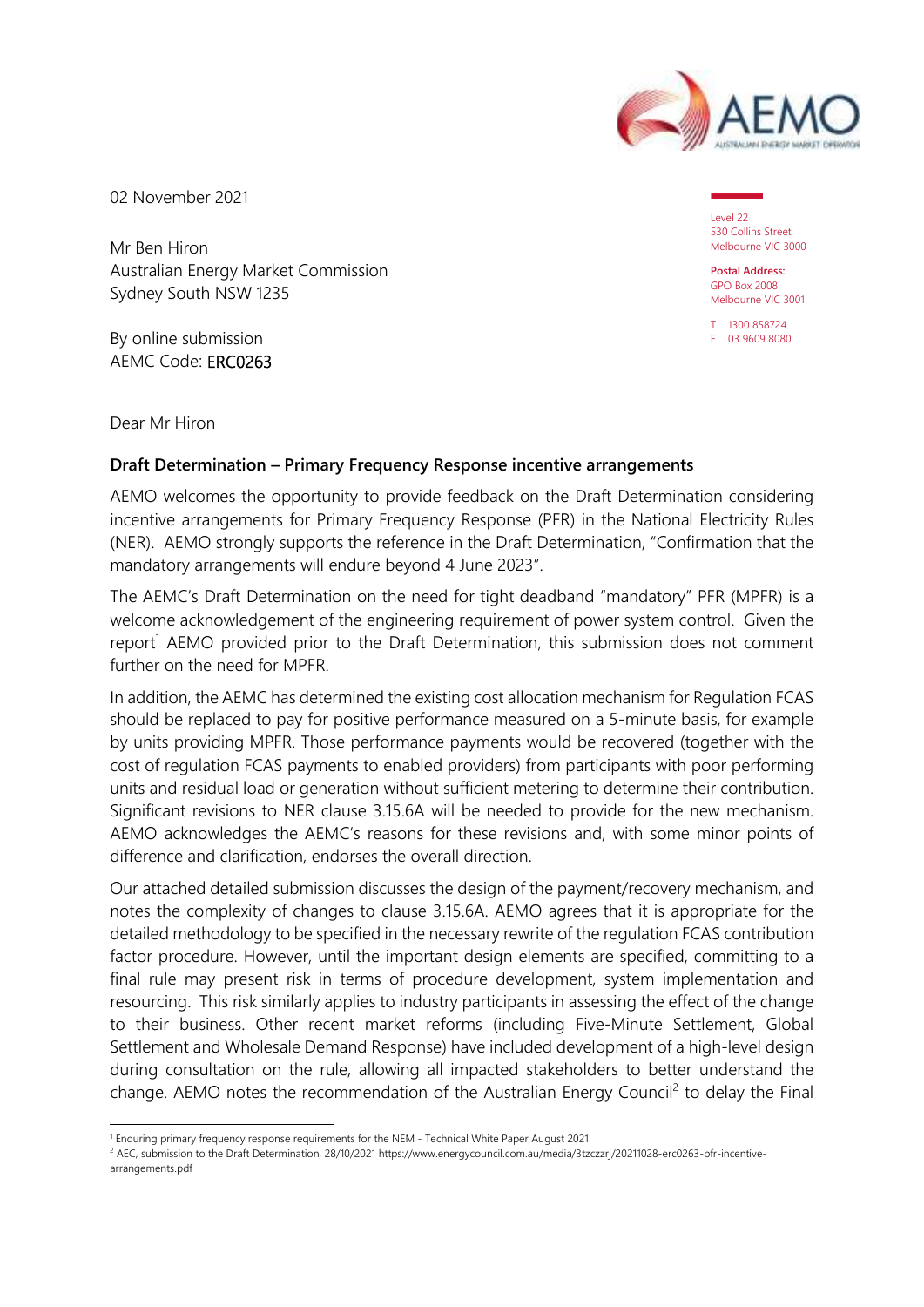02 November 2021

Level 22
530 Collins Street
Melbourne VIC 3000

**Postal Address:**
GPO Box 2008
Melbourne VIC 3001

T 1300 858724
F 03 9609 8080

Mr Ben Hiron
Australian Energy Market Commission
Sydney South NSW 1235

By online submission
AEMC Code: ERC0263

Dear Mr Hiron

**Draft Determination – Primary Frequency Response incentive arrangements**

AEMO welcomes the opportunity to provide feedback on the Draft Determination considering incentive arrangements for Primary Frequency Response (PFR) in the National Electricity Rules (NER). AEMO strongly supports the reference in the Draft Determination, "Confirmation that the mandatory arrangements will endure beyond 4 June 2023".

The AEMC's Draft Determination on the need for tight deadband "mandatory" PFR (MPFR) is a welcome acknowledgement of the engineering requirement of power system control. Given the report[1] AEMO provided prior to the Draft Determination, this submission does not comment further on the need for MPFR.

In addition, the AEMC has determined the existing cost allocation mechanism for Regulation FCAS should be replaced to pay for positive performance measured on a 5-minute basis, for example by units providing MPFR. Those performance payments would be recovered (together with the cost of regulation FCAS payments to enabled providers) from participants with poor performing units and residual load or generation without sufficient metering to determine their contribution. Significant revisions to NER clause 3.15.6A will be needed to provide for the new mechanism. AEMO acknowledges the AEMC's reasons for these revisions and, with some minor points of difference and clarification, endorses the overall direction.

Our attached detailed submission discusses the design of the payment/recovery mechanism, and notes the complexity of changes to clause 3.15.6A. AEMO agrees that it is appropriate for the detailed methodology to be specified in the necessary rewrite of the regulation FCAS contribution factor procedure. However, until the important design elements are specified, committing to a final rule may present risk in terms of procedure development, system implementation and resourcing. This risk similarly applies to industry participants in assessing the effect of the change to their business. Other recent market reforms (including Five-Minute Settlement, Global Settlement and Wholesale Demand Response) have included development of a high-level design during consultation on the rule, allowing all impacted stakeholders to better understand the change. AEMO notes the recommendation of the Australian Energy Council[2] to delay the Final

[1] Enduring primary frequency response requirements for the NEM - Technical White Paper August 2021

[2] AEC, submission to the Draft Determination, 28/10/2021 https://www.energycouncil.com.au/media/3tzczzrj/20211028-erc0263-pfr-incentive-arrangements.pdf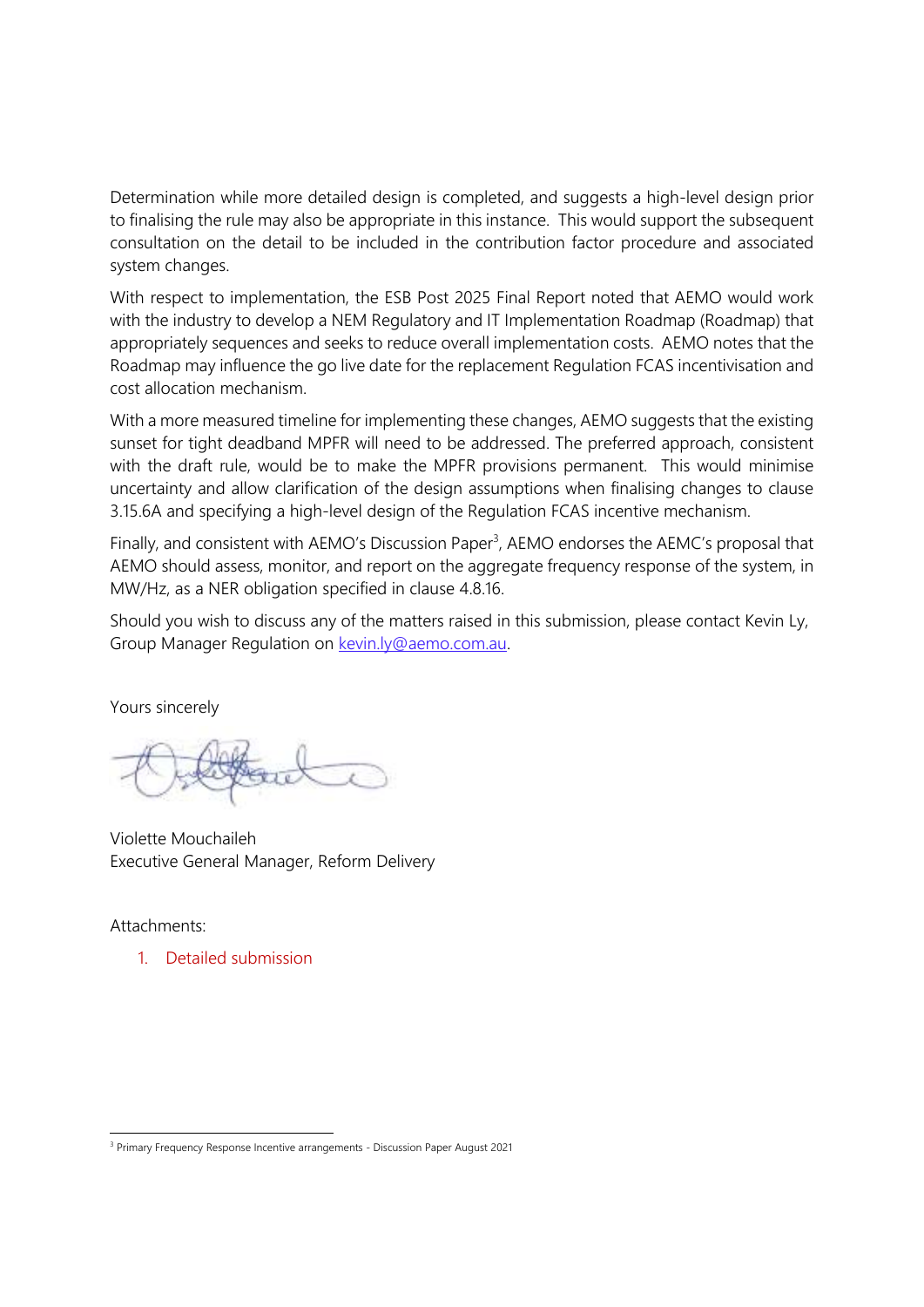Determination while more detailed design is completed, and suggests a high-level design prior to finalising the rule may also be appropriate in this instance. This would support the subsequent consultation on the detail to be included in the contribution factor procedure and associated system changes.

With respect to implementation, the ESB Post 2025 Final Report noted that AEMO would work with the industry to develop a NEM Regulatory and IT Implementation Roadmap (Roadmap) that appropriately sequences and seeks to reduce overall implementation costs. AEMO notes that the Roadmap may influence the go live date for the replacement Regulation FCAS incentivisation and cost allocation mechanism.

With a more measured timeline for implementing these changes, AEMO suggests that the existing sunset for tight deadband MPFR will need to be addressed. The preferred approach, consistent with the draft rule, would be to make the MPFR provisions permanent. This would minimise uncertainty and allow clarification of the design assumptions when finalising changes to clause 3.15.6A and specifying a high-level design of the Regulation FCAS incentive mechanism.

Finally, and consistent with AEMO's Discussion Paper[3], AEMO endorses the AEMC's proposal that AEMO should assess, monitor, and report on the aggregate frequency response of the system, in MW/Hz, as a NER obligation specified in clause 4.8.16.

Should you wish to discuss any of the matters raised in this submission, please contact Kevin Ly, Group Manager Regulation on kevin.ly@aemo.com.au.

Yours sincerely

Violette Mouchaileh
Executive General Manager, Reform Delivery

Attachments:

1. Detailed submission

[3] Primary Frequency Response Incentive arrangements - Discussion Paper August 2021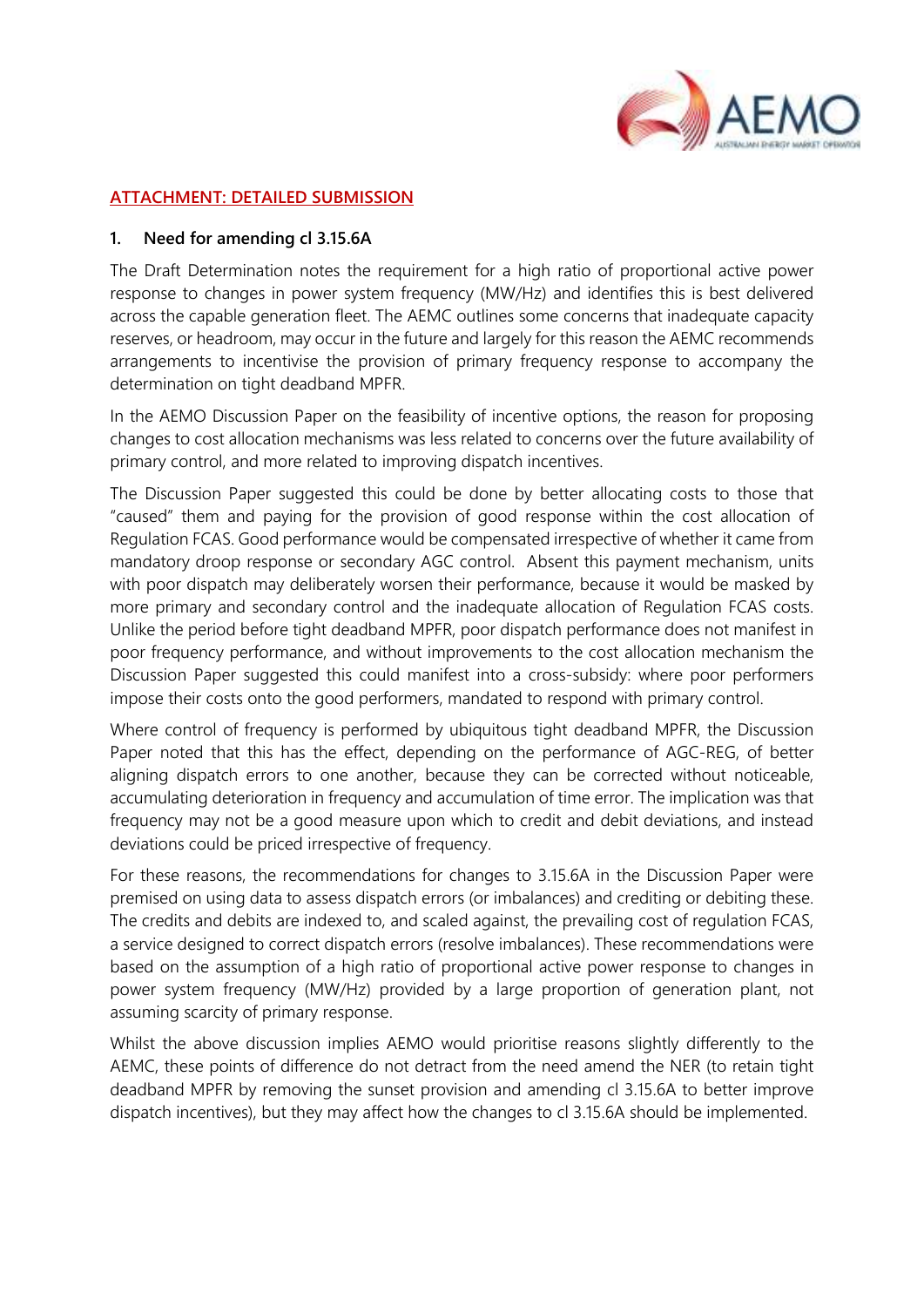## ATTACHMENT: DETAILED SUBMISSION

### 1. Need for amending cl 3.15.6A

The Draft Determination notes the requirement for a high ratio of proportional active power response to changes in power system frequency (MW/Hz) and identifies this is best delivered across the capable generation fleet. The AEMC outlines some concerns that inadequate capacity reserves, or headroom, may occur in the future and largely for this reason the AEMC recommends arrangements to incentivise the provision of primary frequency response to accompany the determination on tight deadband MPFR.

In the AEMO Discussion Paper on the feasibility of incentive options, the reason for proposing changes to cost allocation mechanisms was less related to concerns over the future availability of primary control, and more related to improving dispatch incentives.

The Discussion Paper suggested this could be done by better allocating costs to those that "caused" them and paying for the provision of good response within the cost allocation of Regulation FCAS. Good performance would be compensated irrespective of whether it came from mandatory droop response or secondary AGC control. Absent this payment mechanism, units with poor dispatch may deliberately worsen their performance, because it would be masked by more primary and secondary control and the inadequate allocation of Regulation FCAS costs. Unlike the period before tight deadband MPFR, poor dispatch performance does not manifest in poor frequency performance, and without improvements to the cost allocation mechanism the Discussion Paper suggested this could manifest into a cross-subsidy: where poor performers impose their costs onto the good performers, mandated to respond with primary control.

Where control of frequency is performed by ubiquitous tight deadband MPFR, the Discussion Paper noted that this has the effect, depending on the performance of AGC-REG, of better aligning dispatch errors to one another, because they can be corrected without noticeable, accumulating deterioration in frequency and accumulation of time error. The implication was that frequency may not be a good measure upon which to credit and debit deviations, and instead deviations could be priced irrespective of frequency.

For these reasons, the recommendations for changes to 3.15.6A in the Discussion Paper were premised on using data to assess dispatch errors (or imbalances) and crediting or debiting these. The credits and debits are indexed to, and scaled against, the prevailing cost of regulation FCAS, a service designed to correct dispatch errors (resolve imbalances). These recommendations were based on the assumption of a high ratio of proportional active power response to changes in power system frequency (MW/Hz) provided by a large proportion of generation plant, not assuming scarcity of primary response.

Whilst the above discussion implies AEMO would prioritise reasons slightly differently to the AEMC, these points of difference do not detract from the need amend the NER (to retain tight deadband MPFR by removing the sunset provision and amending cl 3.15.6A to better improve dispatch incentives), but they may affect how the changes to cl 3.15.6A should be implemented.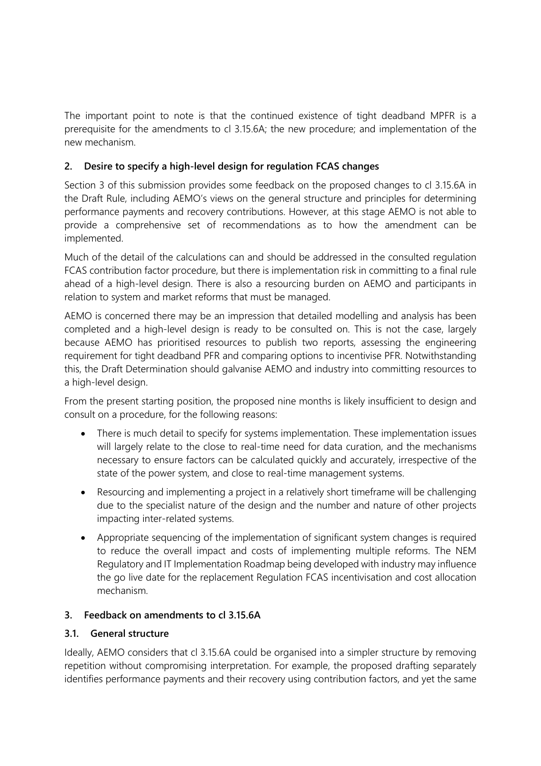The important point to note is that the continued existence of tight deadband MPFR is a prerequisite for the amendments to cl 3.15.6A; the new procedure; and implementation of the new mechanism.

### 2. Desire to specify a high-level design for regulation FCAS changes

Section 3 of this submission provides some feedback on the proposed changes to cl 3.15.6A in the Draft Rule, including AEMO's views on the general structure and principles for determining performance payments and recovery contributions. However, at this stage AEMO is not able to provide a comprehensive set of recommendations as to how the amendment can be implemented.

Much of the detail of the calculations can and should be addressed in the consulted regulation FCAS contribution factor procedure, but there is implementation risk in committing to a final rule ahead of a high-level design. There is also a resourcing burden on AEMO and participants in relation to system and market reforms that must be managed.

AEMO is concerned there may be an impression that detailed modelling and analysis has been completed and a high-level design is ready to be consulted on. This is not the case, largely because AEMO has prioritised resources to publish two reports, assessing the engineering requirement for tight deadband PFR and comparing options to incentivise PFR. Notwithstanding this, the Draft Determination should galvanise AEMO and industry into committing resources to a high-level design.

From the present starting position, the proposed nine months is likely insufficient to design and consult on a procedure, for the following reasons:

- There is much detail to specify for systems implementation. These implementation issues will largely relate to the close to real-time need for data curation, and the mechanisms necessary to ensure factors can be calculated quickly and accurately, irrespective of the state of the power system, and close to real-time management systems.
- Resourcing and implementing a project in a relatively short timeframe will be challenging due to the specialist nature of the design and the number and nature of other projects impacting inter-related systems.
- Appropriate sequencing of the implementation of significant system changes is required to reduce the overall impact and costs of implementing multiple reforms. The NEM Regulatory and IT Implementation Roadmap being developed with industry may influence the go live date for the replacement Regulation FCAS incentivisation and cost allocation mechanism.

### 3. Feedback on amendments to cl 3.15.6A

#### 3.1. General structure

Ideally, AEMO considers that cl 3.15.6A could be organised into a simpler structure by removing repetition without compromising interpretation. For example, the proposed drafting separately identifies performance payments and their recovery using contribution factors, and yet the same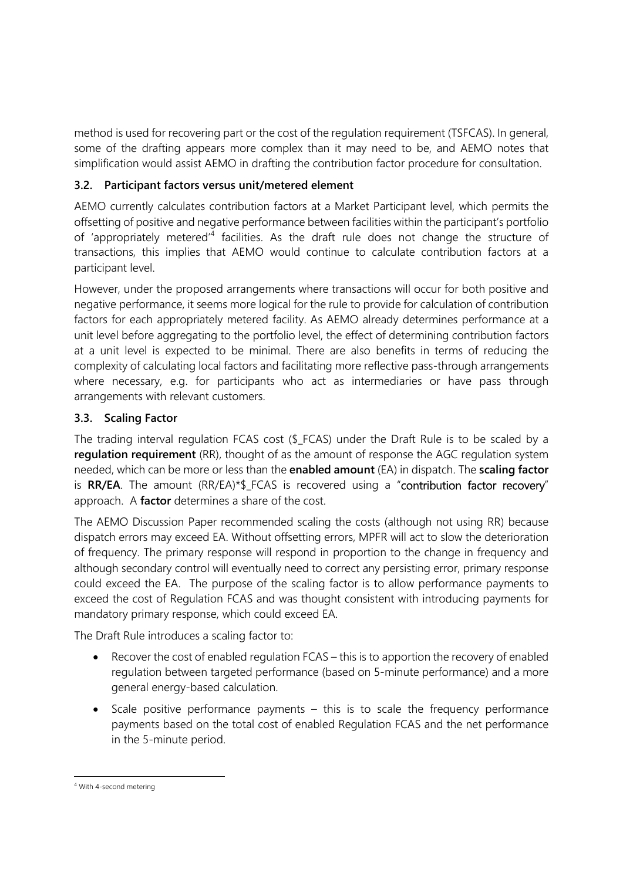method is used for recovering part or the cost of the regulation requirement (TSFCAS). In general, some of the drafting appears more complex than it may need to be, and AEMO notes that simplification would assist AEMO in drafting the contribution factor procedure for consultation.

### 3.2. Participant factors versus unit/metered element

AEMO currently calculates contribution factors at a Market Participant level, which permits the offsetting of positive and negative performance between facilities within the participant's portfolio of 'appropriately metered'[4] facilities. As the draft rule does not change the structure of transactions, this implies that AEMO would continue to calculate contribution factors at a participant level.

However, under the proposed arrangements where transactions will occur for both positive and negative performance, it seems more logical for the rule to provide for calculation of contribution factors for each appropriately metered facility. As AEMO already determines performance at a unit level before aggregating to the portfolio level, the effect of determining contribution factors at a unit level is expected to be minimal. There are also benefits in terms of reducing the complexity of calculating local factors and facilitating more reflective pass-through arrangements where necessary, e.g. for participants who act as intermediaries or have pass through arrangements with relevant customers.

### 3.3. Scaling Factor

The trading interval regulation FCAS cost ($_FCAS) under the Draft Rule is to be scaled by a **regulation requirement** (RR), thought of as the amount of response the AGC regulation system needed, which can be more or less than the **enabled amount** (EA) in dispatch. The **scaling factor** is **RR/EA**. The amount (RR/EA)*$_FCAS is recovered using a "contribution factor recovery" approach. A **factor** determines a share of the cost.

The AEMO Discussion Paper recommended scaling the costs (although not using RR) because dispatch errors may exceed EA. Without offsetting errors, MPFR will act to slow the deterioration of frequency. The primary response will respond in proportion to the change in frequency and although secondary control will eventually need to correct any persisting error, primary response could exceed the EA. The purpose of the scaling factor is to allow performance payments to exceed the cost of Regulation FCAS and was thought consistent with introducing payments for mandatory primary response, which could exceed EA.

The Draft Rule introduces a scaling factor to:

- Recover the cost of enabled regulation FCAS – this is to apportion the recovery of enabled regulation between targeted performance (based on 5-minute performance) and a more general energy-based calculation.
- Scale positive performance payments – this is to scale the frequency performance payments based on the total cost of enabled Regulation FCAS and the net performance in the 5-minute period.

[4] With 4-second metering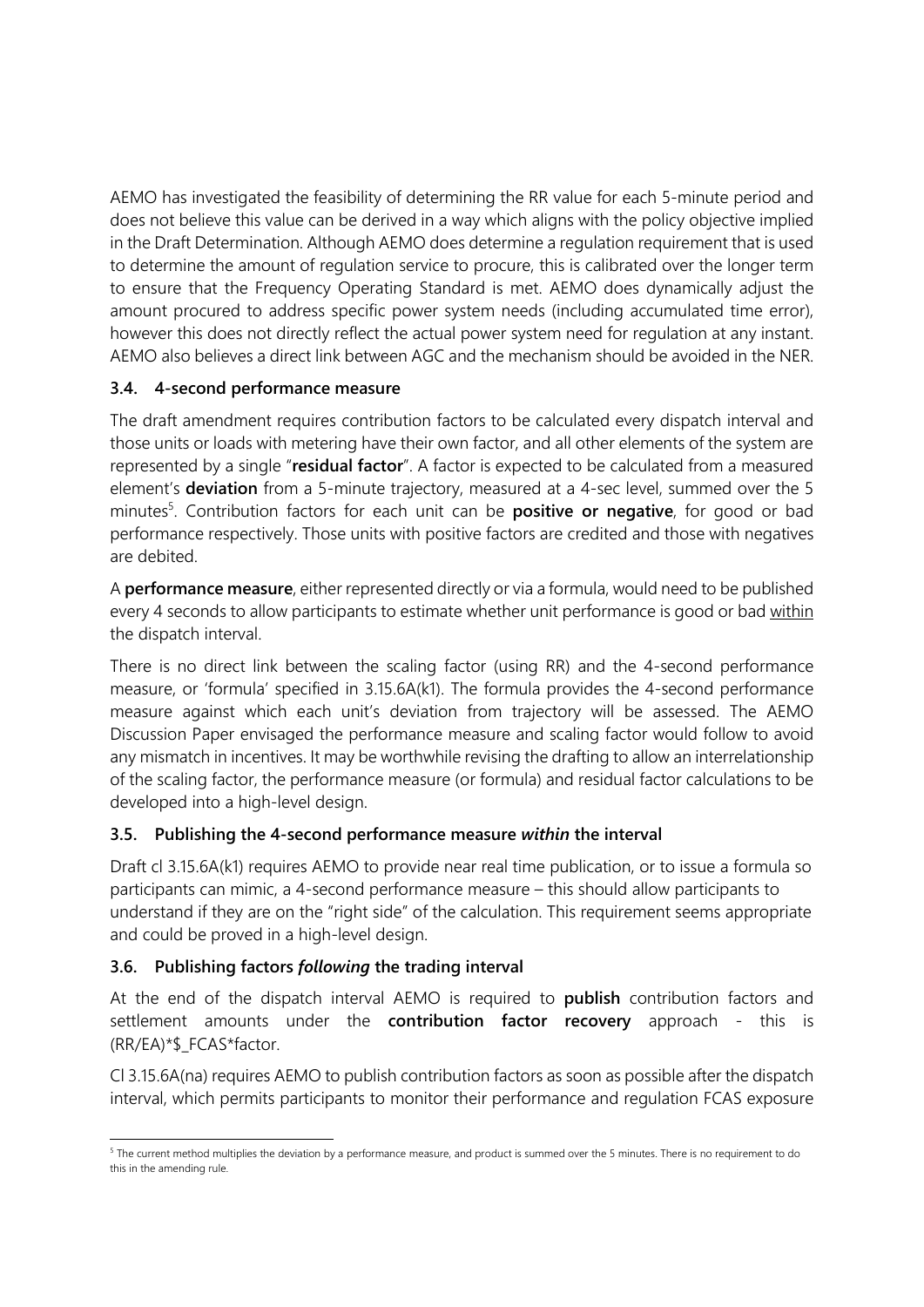AEMO has investigated the feasibility of determining the RR value for each 5-minute period and does not believe this value can be derived in a way which aligns with the policy objective implied in the Draft Determination. Although AEMO does determine a regulation requirement that is used to determine the amount of regulation service to procure, this is calibrated over the longer term to ensure that the Frequency Operating Standard is met. AEMO does dynamically adjust the amount procured to address specific power system needs (including accumulated time error), however this does not directly reflect the actual power system need for regulation at any instant. AEMO also believes a direct link between AGC and the mechanism should be avoided in the NER.

### 3.4. 4-second performance measure

The draft amendment requires contribution factors to be calculated every dispatch interval and those units or loads with metering have their own factor, and all other elements of the system are represented by a single "**residual factor**". A factor is expected to be calculated from a measured element's **deviation** from a 5-minute trajectory, measured at a 4-sec level, summed over the 5 minutes[5]. Contribution factors for each unit can be **positive or negative**, for good or bad performance respectively. Those units with positive factors are credited and those with negatives are debited.

A **performance measure**, either represented directly or via a formula, would need to be published every 4 seconds to allow participants to estimate whether unit performance is good or bad within the dispatch interval.

There is no direct link between the scaling factor (using RR) and the 4-second performance measure, or 'formula' specified in 3.15.6A(k1). The formula provides the 4-second performance measure against which each unit's deviation from trajectory will be assessed. The AEMO Discussion Paper envisaged the performance measure and scaling factor would follow to avoid any mismatch in incentives. It may be worthwhile revising the drafting to allow an interrelationship of the scaling factor, the performance measure (or formula) and residual factor calculations to be developed into a high-level design.

### 3.5. Publishing the 4-second performance measure *within* the interval

Draft cl 3.15.6A(k1) requires AEMO to provide near real time publication, or to issue a formula so participants can mimic, a 4-second performance measure – this should allow participants to understand if they are on the "right side" of the calculation. This requirement seems appropriate and could be proved in a high-level design.

### 3.6. Publishing factors *following* the trading interval

At the end of the dispatch interval AEMO is required to **publish** contribution factors and settlement amounts under the **contribution factor recovery** approach - this is (RR/EA)*$_FCAS*factor.

Cl 3.15.6A(na) requires AEMO to publish contribution factors as soon as possible after the dispatch interval, which permits participants to monitor their performance and regulation FCAS exposure

[5] The current method multiplies the deviation by a performance measure, and product is summed over the 5 minutes. There is no requirement to do this in the amending rule.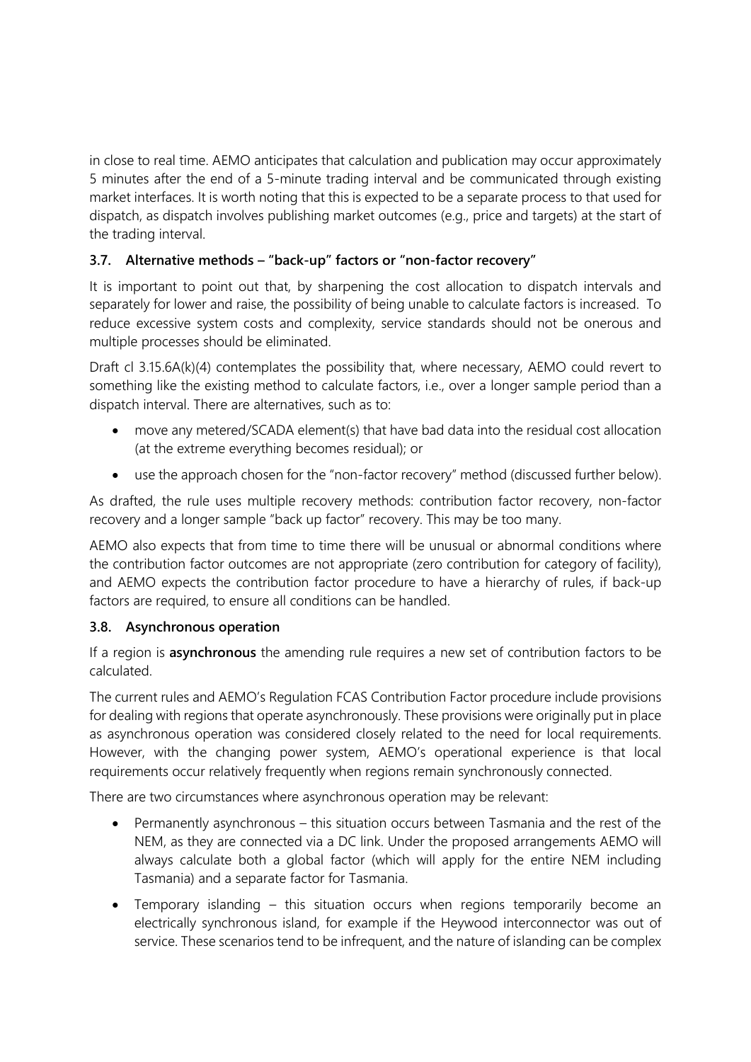in close to real time. AEMO anticipates that calculation and publication may occur approximately 5 minutes after the end of a 5-minute trading interval and be communicated through existing market interfaces. It is worth noting that this is expected to be a separate process to that used for dispatch, as dispatch involves publishing market outcomes (e.g., price and targets) at the start of the trading interval.

### 3.7. Alternative methods – "back-up" factors or "non-factor recovery"

It is important to point out that, by sharpening the cost allocation to dispatch intervals and separately for lower and raise, the possibility of being unable to calculate factors is increased. To reduce excessive system costs and complexity, service standards should not be onerous and multiple processes should be eliminated.

Draft cl 3.15.6A(k)(4) contemplates the possibility that, where necessary, AEMO could revert to something like the existing method to calculate factors, i.e., over a longer sample period than a dispatch interval. There are alternatives, such as to:

- move any metered/SCADA element(s) that have bad data into the residual cost allocation (at the extreme everything becomes residual); or
- use the approach chosen for the "non-factor recovery" method (discussed further below).

As drafted, the rule uses multiple recovery methods: contribution factor recovery, non-factor recovery and a longer sample "back up factor" recovery. This may be too many.

AEMO also expects that from time to time there will be unusual or abnormal conditions where the contribution factor outcomes are not appropriate (zero contribution for category of facility), and AEMO expects the contribution factor procedure to have a hierarchy of rules, if back-up factors are required, to ensure all conditions can be handled.

### 3.8. Asynchronous operation

If a region is **asynchronous** the amending rule requires a new set of contribution factors to be calculated.

The current rules and AEMO's Regulation FCAS Contribution Factor procedure include provisions for dealing with regions that operate asynchronously. These provisions were originally put in place as asynchronous operation was considered closely related to the need for local requirements. However, with the changing power system, AEMO's operational experience is that local requirements occur relatively frequently when regions remain synchronously connected.

There are two circumstances where asynchronous operation may be relevant:

- Permanently asynchronous – this situation occurs between Tasmania and the rest of the NEM, as they are connected via a DC link. Under the proposed arrangements AEMO will always calculate both a global factor (which will apply for the entire NEM including Tasmania) and a separate factor for Tasmania.
- Temporary islanding – this situation occurs when regions temporarily become an electrically synchronous island, for example if the Heywood interconnector was out of service. These scenarios tend to be infrequent, and the nature of islanding can be complex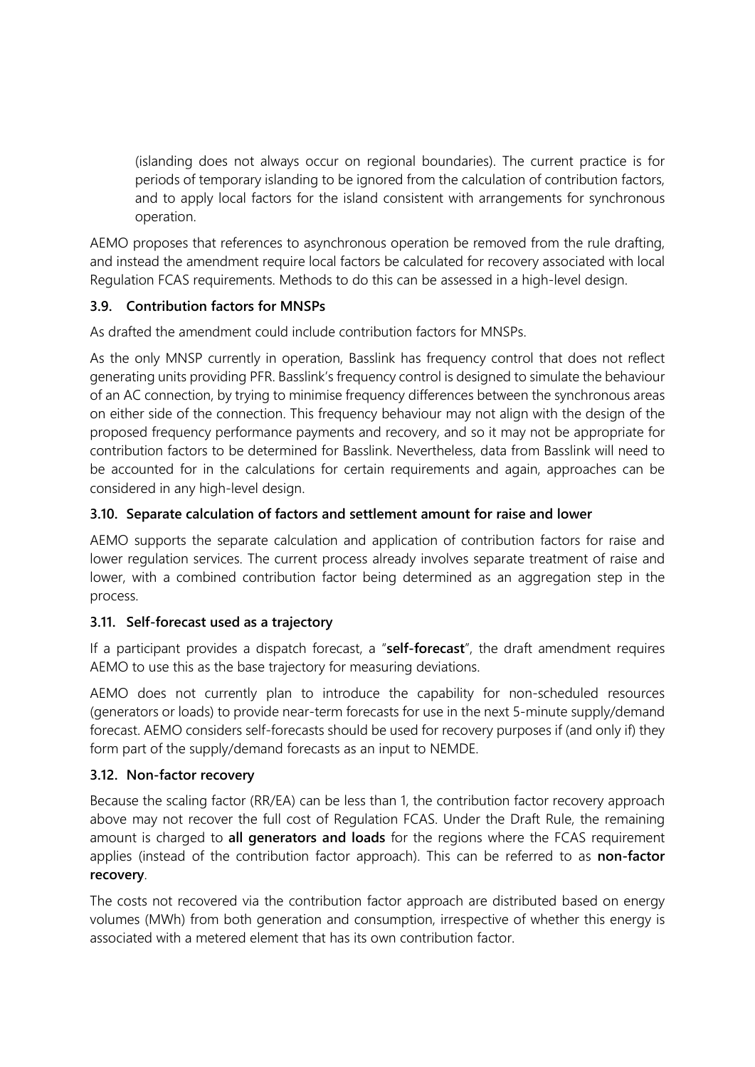(islanding does not always occur on regional boundaries). The current practice is for periods of temporary islanding to be ignored from the calculation of contribution factors, and to apply local factors for the island consistent with arrangements for synchronous operation.

AEMO proposes that references to asynchronous operation be removed from the rule drafting, and instead the amendment require local factors be calculated for recovery associated with local Regulation FCAS requirements. Methods to do this can be assessed in a high-level design.

### 3.9. Contribution factors for MNSPs

As drafted the amendment could include contribution factors for MNSPs.

As the only MNSP currently in operation, Basslink has frequency control that does not reflect generating units providing PFR. Basslink's frequency control is designed to simulate the behaviour of an AC connection, by trying to minimise frequency differences between the synchronous areas on either side of the connection. This frequency behaviour may not align with the design of the proposed frequency performance payments and recovery, and so it may not be appropriate for contribution factors to be determined for Basslink. Nevertheless, data from Basslink will need to be accounted for in the calculations for certain requirements and again, approaches can be considered in any high-level design.

### 3.10. Separate calculation of factors and settlement amount for raise and lower

AEMO supports the separate calculation and application of contribution factors for raise and lower regulation services. The current process already involves separate treatment of raise and lower, with a combined contribution factor being determined as an aggregation step in the process.

### 3.11. Self-forecast used as a trajectory

If a participant provides a dispatch forecast, a "**self-forecast**", the draft amendment requires AEMO to use this as the base trajectory for measuring deviations.

AEMO does not currently plan to introduce the capability for non-scheduled resources (generators or loads) to provide near-term forecasts for use in the next 5-minute supply/demand forecast. AEMO considers self-forecasts should be used for recovery purposes if (and only if) they form part of the supply/demand forecasts as an input to NEMDE.

### 3.12. Non-factor recovery

Because the scaling factor (RR/EA) can be less than 1, the contribution factor recovery approach above may not recover the full cost of Regulation FCAS. Under the Draft Rule, the remaining amount is charged to **all generators and loads** for the regions where the FCAS requirement applies (instead of the contribution factor approach). This can be referred to as **non-factor recovery**.

The costs not recovered via the contribution factor approach are distributed based on energy volumes (MWh) from both generation and consumption, irrespective of whether this energy is associated with a metered element that has its own contribution factor.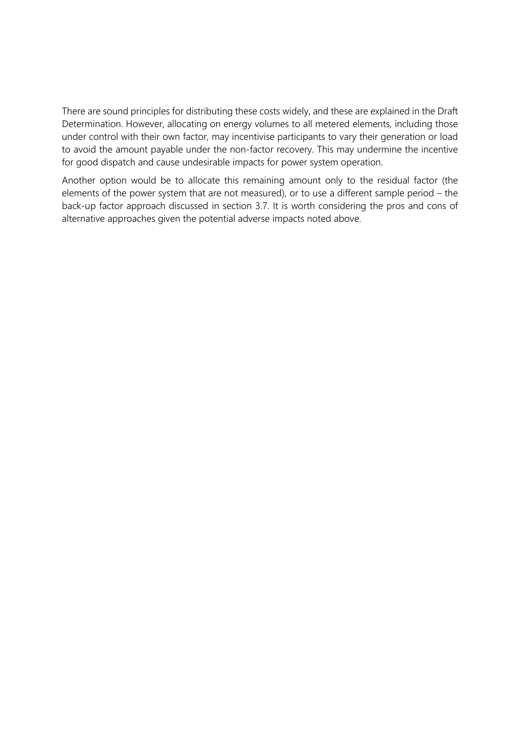There are sound principles for distributing these costs widely, and these are explained in the Draft Determination. However, allocating on energy volumes to all metered elements, including those under control with their own factor, may incentivise participants to vary their generation or load to avoid the amount payable under the non-factor recovery. This may undermine the incentive for good dispatch and cause undesirable impacts for power system operation.

Another option would be to allocate this remaining amount only to the residual factor (the elements of the power system that are not measured), or to use a different sample period – the back-up factor approach discussed in section 3.7. It is worth considering the pros and cons of alternative approaches given the potential adverse impacts noted above.